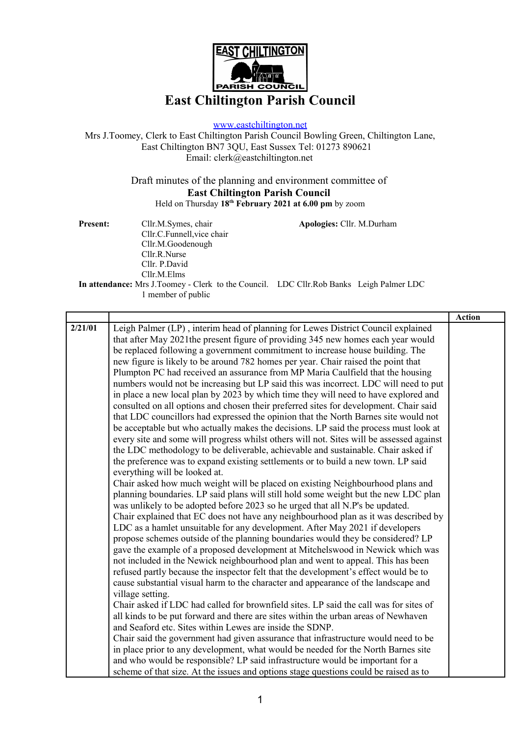# East Chiltington Parish Council

www.eastchiltington.net

Mrs J.Toomey, Clerk to East Chiltington Parish Council Bowling Green, Chiltington Lane, East Chiltington BN7 3QU, East Sussex Tel: 01273 890621
Email: clerk@eastchiltington.net

Draft minutes of the planning and environment committee of
**East Chiltington Parish Council**
Held on Thursday **18th February 2021 at 6.00 pm** by zoom

**Present:** Cllr.M.Symes, chair
Cllr.C.Funnell,vice chair
Cllr.M.Goodenough
Cllr.R.Nurse
Cllr. P.David
Cllr.M.Elms

**Apologies:** Cllr. M.Durham

**In attendance:** Mrs J.Toomey - Clerk to the Council. LDC Cllr.Rob Banks Leigh Palmer LDC
1 member of public

| | | Action |
|---|---|---|
| 2/21/01 | Leigh Palmer (LP) , interim head of planning for Lewes District Council explained that after May 2021the present figure of providing 345 new homes each year would be replaced following a government commitment to increase house building. The new figure is likely to be around 782 homes per year. Chair raised the point that Plumpton PC had received an assurance from MP Maria Caulfield that the housing numbers would not be increasing but LP said this was incorrect. LDC will need to put in place a new local plan by 2023 by which time they will need to have explored and consulted on all options and chosen their preferred sites for development. Chair said that LDC councillors had expressed the opinion that the North Barnes site would not be acceptable but who actually makes the decisions. LP said the process must look at every site and some will progress whilst others will not. Sites will be assessed against the LDC methodology to be deliverable, achievable and sustainable. Chair asked if the preference was to expand existing settlements or to build a new town. LP said everything will be looked at.<br>Chair asked how much weight will be placed on existing Neighbourhood plans and planning boundaries. LP said plans will still hold some weight but the new LDC plan was unlikely to be adopted before 2023 so he urged that all N.P's be updated.<br>Chair explained that EC does not have any neighbourhood plan as it was described by LDC as a hamlet unsuitable for any development. After May 2021 if developers propose schemes outside of the planning boundaries would they be considered? LP gave the example of a proposed development at Mitchelswood in Newick which was not included in the Newick neighbourhood plan and went to appeal. This has been refused partly because the inspector felt that the development's effect would be to cause substantial visual harm to the character and appearance of the landscape and village setting.<br>Chair asked if LDC had called for brownfield sites. LP said the call was for sites of all kinds to be put forward and there are sites within the urban areas of Newhaven and Seaford etc. Sites within Lewes are inside the SDNP.<br>Chair said the government had given assurance that infrastructure would need to be in place prior to any development, what would be needed for the North Barnes site and who would be responsible? LP said infrastructure would be important for a scheme of that size. At the issues and options stage questions could be raised as to | |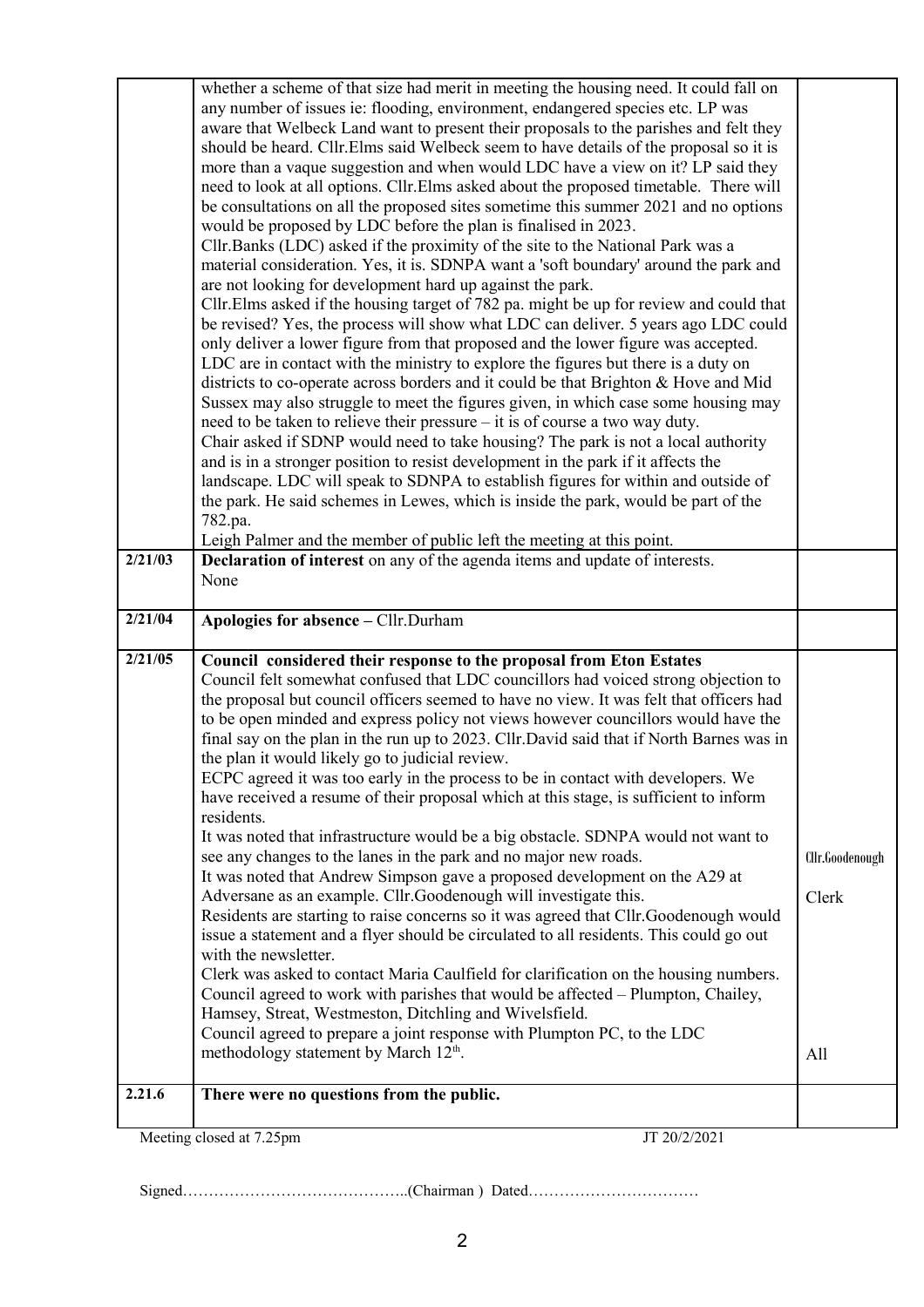| | | |
|---|---|---|
| | whether a scheme of that size had merit in meeting the housing need. It could fall on any number of issues ie: flooding, environment, endangered species etc. LP was aware that Welbeck Land want to present their proposals to the parishes and felt they should be heard. Cllr.Elms said Welbeck seem to have details of the proposal so it is more than a vaque suggestion and when would LDC have a view on it? LP said they need to look at all options. Cllr.Elms asked about the proposed timetable. There will be consultations on all the proposed sites sometime this summer 2021 and no options would be proposed by LDC before the plan is finalised in 2023.<br>Cllr.Banks (LDC) asked if the proximity of the site to the National Park was a material consideration. Yes, it is. SDNPA want a 'soft boundary' around the park and are not looking for development hard up against the park.<br>Cllr.Elms asked if the housing target of 782 pa. might be up for review and could that be revised? Yes, the process will show what LDC can deliver. 5 years ago LDC could only deliver a lower figure from that proposed and the lower figure was accepted. LDC are in contact with the ministry to explore the figures but there is a duty on districts to co-operate across borders and it could be that Brighton & Hove and Mid Sussex may also struggle to meet the figures given, in which case some housing may need to be taken to relieve their pressure – it is of course a two way duty.<br>Chair asked if SDNP would need to take housing? The park is not a local authority and is in a stronger position to resist development in the park if it affects the landscape. LDC will speak to SDNPA to establish figures for within and outside of the park. He said schemes in Lewes, which is inside the park, would be part of the 782.pa.<br>Leigh Palmer and the member of public left the meeting at this point. | |
| **2/21/03** | **Declaration of interest** on any of the agenda items and update of interests.<br>None | |
| **2/21/04** | **Apologies for absence –** Cllr.Durham | |
| **2/21/05** | **Council considered their response to the proposal from Eton Estates**<br>Council felt somewhat confused that LDC councillors had voiced strong objection to the proposal but council officers seemed to have no view. It was felt that officers had to be open minded and express policy not views however councillors would have the final say on the plan in the run up to 2023. Cllr.David said that if North Barnes was in the plan it would likely go to judicial review.<br>ECPC agreed it was too early in the process to be in contact with developers. We have received a resume of their proposal which at this stage, is sufficient to inform residents.<br>It was noted that infrastructure would be a big obstacle. SDNPA would not want to see any changes to the lanes in the park and no major new roads.<br>It was noted that Andrew Simpson gave a proposed development on the A29 at Adversane as an example. Cllr.Goodenough will investigate this.<br>Residents are starting to raise concerns so it was agreed that Cllr.Goodenough would issue a statement and a flyer should be circulated to all residents. This could go out with the newsletter.<br>Clerk was asked to contact Maria Caulfield for clarification on the housing numbers.<br>Council agreed to work with parishes that would be affected – Plumpton, Chailey, Hamsey, Streat, Westmeston, Ditchling and Wivelsfield.<br>Council agreed to prepare a joint response with Plumpton PC, to the LDC methodology statement by March 12th. | Cllr.Goodenough<br><br>Clerk<br><br><br><br><br>All |
| **2.21.6** | **There were no questions from the public.** | |

Meeting closed at 7.25pm JT 20/2/2021

Signed……………………………………..(Chairman ) Dated……………………………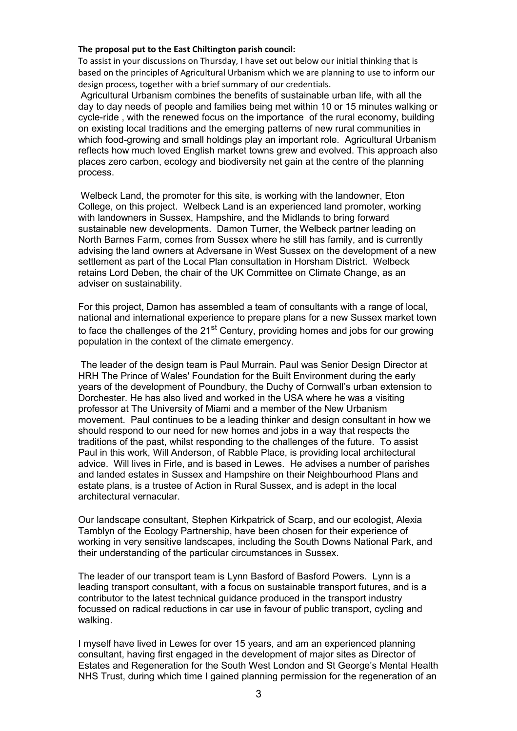**The proposal put to the East Chiltington parish council:**

To assist in your discussions on Thursday, I have set out below our initial thinking that is based on the principles of Agricultural Urbanism which we are planning to use to inform our design process, together with a brief summary of our credentials.

Agricultural Urbanism combines the benefits of sustainable urban life, with all the day to day needs of people and families being met within 10 or 15 minutes walking or cycle-ride , with the renewed focus on the importance of the rural economy, building on existing local traditions and the emerging patterns of new rural communities in which food-growing and small holdings play an important role. Agricultural Urbanism reflects how much loved English market towns grew and evolved. This approach also places zero carbon, ecology and biodiversity net gain at the centre of the planning process.

Welbeck Land, the promoter for this site, is working with the landowner, Eton College, on this project. Welbeck Land is an experienced land promoter, working with landowners in Sussex, Hampshire, and the Midlands to bring forward sustainable new developments. Damon Turner, the Welbeck partner leading on North Barnes Farm, comes from Sussex where he still has family, and is currently advising the land owners at Adversane in West Sussex on the development of a new settlement as part of the Local Plan consultation in Horsham District. Welbeck retains Lord Deben, the chair of the UK Committee on Climate Change, as an adviser on sustainability.

For this project, Damon has assembled a team of consultants with a range of local, national and international experience to prepare plans for a new Sussex market town to face the challenges of the 21st Century, providing homes and jobs for our growing population in the context of the climate emergency.

The leader of the design team is Paul Murrain. Paul was Senior Design Director at HRH The Prince of Wales' Foundation for the Built Environment during the early years of the development of Poundbury, the Duchy of Cornwall's urban extension to Dorchester. He has also lived and worked in the USA where he was a visiting professor at The University of Miami and a member of the New Urbanism movement. Paul continues to be a leading thinker and design consultant in how we should respond to our need for new homes and jobs in a way that respects the traditions of the past, whilst responding to the challenges of the future. To assist Paul in this work, Will Anderson, of Rabble Place, is providing local architectural advice. Will lives in Firle, and is based in Lewes. He advises a number of parishes and landed estates in Sussex and Hampshire on their Neighbourhood Plans and estate plans, is a trustee of Action in Rural Sussex, and is adept in the local architectural vernacular.

Our landscape consultant, Stephen Kirkpatrick of Scarp, and our ecologist, Alexia Tamblyn of the Ecology Partnership, have been chosen for their experience of working in very sensitive landscapes, including the South Downs National Park, and their understanding of the particular circumstances in Sussex.

The leader of our transport team is Lynn Basford of Basford Powers. Lynn is a leading transport consultant, with a focus on sustainable transport futures, and is a contributor to the latest technical guidance produced in the transport industry focussed on radical reductions in car use in favour of public transport, cycling and walking.

I myself have lived in Lewes for over 15 years, and am an experienced planning consultant, having first engaged in the development of major sites as Director of Estates and Regeneration for the South West London and St George's Mental Health NHS Trust, during which time I gained planning permission for the regeneration of an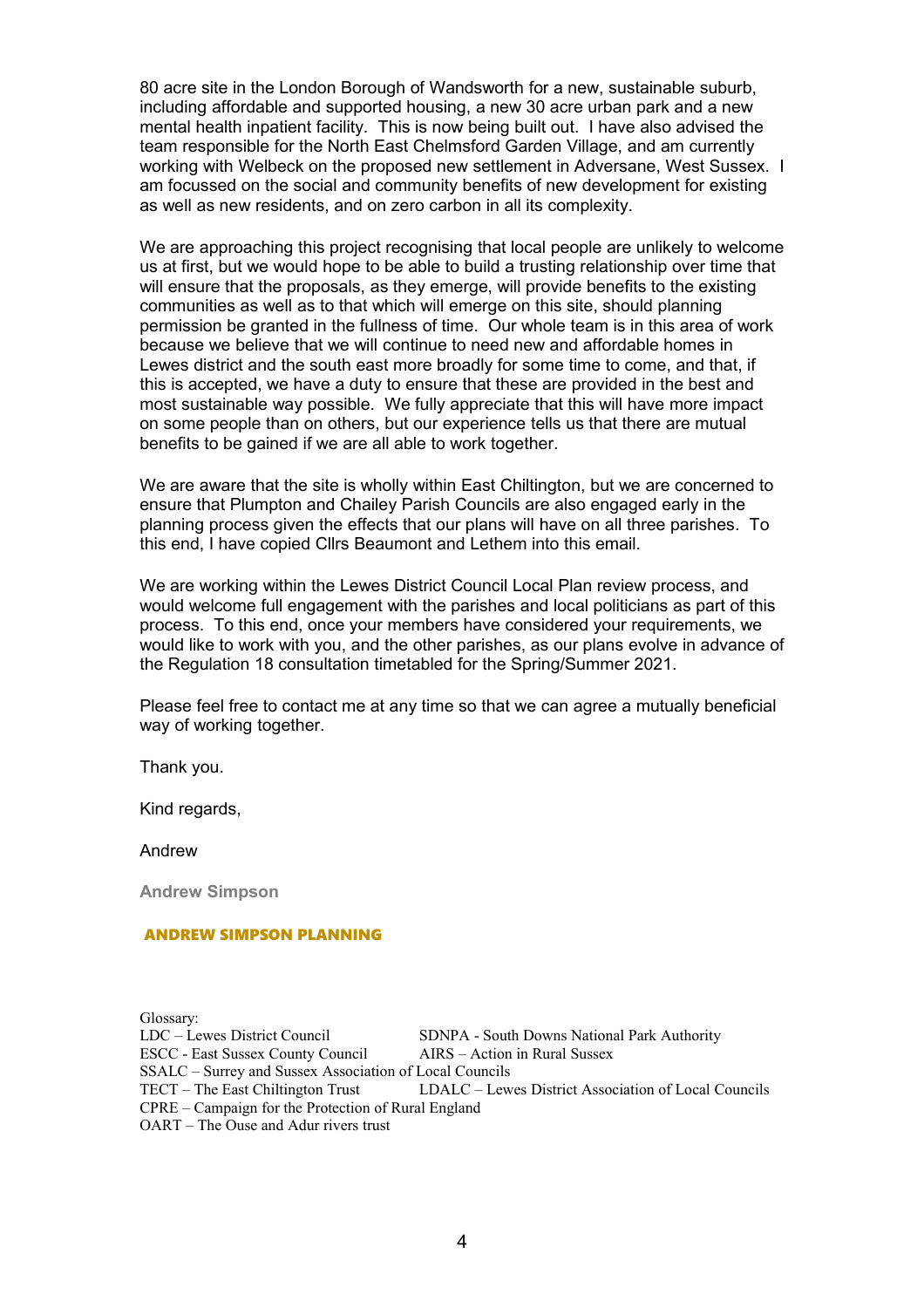80 acre site in the London Borough of Wandsworth for a new, sustainable suburb, including affordable and supported housing, a new 30 acre urban park and a new mental health inpatient facility. This is now being built out. I have also advised the team responsible for the North East Chelmsford Garden Village, and am currently working with Welbeck on the proposed new settlement in Adversane, West Sussex. I am focussed on the social and community benefits of new development for existing as well as new residents, and on zero carbon in all its complexity.

We are approaching this project recognising that local people are unlikely to welcome us at first, but we would hope to be able to build a trusting relationship over time that will ensure that the proposals, as they emerge, will provide benefits to the existing communities as well as to that which will emerge on this site, should planning permission be granted in the fullness of time. Our whole team is in this area of work because we believe that we will continue to need new and affordable homes in Lewes district and the south east more broadly for some time to come, and that, if this is accepted, we have a duty to ensure that these are provided in the best and most sustainable way possible. We fully appreciate that this will have more impact on some people than on others, but our experience tells us that there are mutual benefits to be gained if we are all able to work together.

We are aware that the site is wholly within East Chiltington, but we are concerned to ensure that Plumpton and Chailey Parish Councils are also engaged early in the planning process given the effects that our plans will have on all three parishes. To this end, I have copied Cllrs Beaumont and Lethem into this email.

We are working within the Lewes District Council Local Plan review process, and would welcome full engagement with the parishes and local politicians as part of this process. To this end, once your members have considered your requirements, we would like to work with you, and the other parishes, as our plans evolve in advance of the Regulation 18 consultation timetabled for the Spring/Summer 2021.

Please feel free to contact me at any time so that we can agree a mutually beneficial way of working together.

Thank you.

Kind regards,

Andrew

**Andrew Simpson**

**ANDREW SIMPSON PLANNING**

Glossary:

LDC – Lewes District Council
SDNPA - South Downs National Park Authority
ESCC - East Sussex County Council
AIRS – Action in Rural Sussex
SSALC – Surrey and Sussex Association of Local Councils
TECT – The East Chiltington Trust
LDALC – Lewes District Association of Local Councils
CPRE – Campaign for the Protection of Rural England
OART – The Ouse and Adur rivers trust